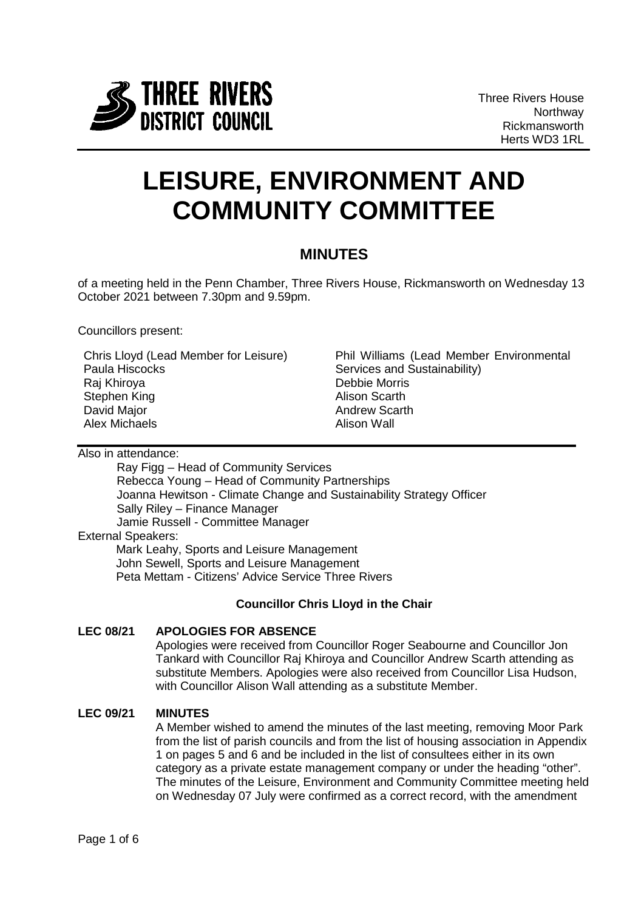THREE RIVERS DISTRICT COUNCIL

Three Rivers House
Northway
Rickmansworth
Herts WD3 1RL

# LEISURE, ENVIRONMENT AND COMMUNITY COMMITTEE

## MINUTES

of a meeting held in the Penn Chamber, Three Rivers House, Rickmansworth on Wednesday 13 October 2021 between 7.30pm and 9.59pm.

Councillors present:

Chris Lloyd (Lead Member for Leisure)
Paula Hiscocks
Raj Khiroya
Stephen King
David Major
Alex Michaels
Phil Williams (Lead Member Environmental Services and Sustainability)
Debbie Morris
Alison Scarth
Andrew Scarth
Alison Wall

Also in attendance:

Ray Figg – Head of Community Services
Rebecca Young – Head of Community Partnerships
Joanna Hewitson - Climate Change and Sustainability Strategy Officer
Sally Riley – Finance Manager
Jamie Russell - Committee Manager

External Speakers:

Mark Leahy, Sports and Leisure Management
John Sewell, Sports and Leisure Management
Peta Mettam - Citizens' Advice Service Three Rivers

**Councillor Chris Lloyd in the Chair**

**LEC 08/21 APOLOGIES FOR ABSENCE**

Apologies were received from Councillor Roger Seabourne and Councillor Jon Tankard with Councillor Raj Khiroya and Councillor Andrew Scarth attending as substitute Members. Apologies were also received from Councillor Lisa Hudson, with Councillor Alison Wall attending as a substitute Member.

**LEC 09/21 MINUTES**

A Member wished to amend the minutes of the last meeting, removing Moor Park from the list of parish councils and from the list of housing association in Appendix 1 on pages 5 and 6 and be included in the list of consultees either in its own category as a private estate management company or under the heading "other". The minutes of the Leisure, Environment and Community Committee meeting held on Wednesday 07 July were confirmed as a correct record, with the amendment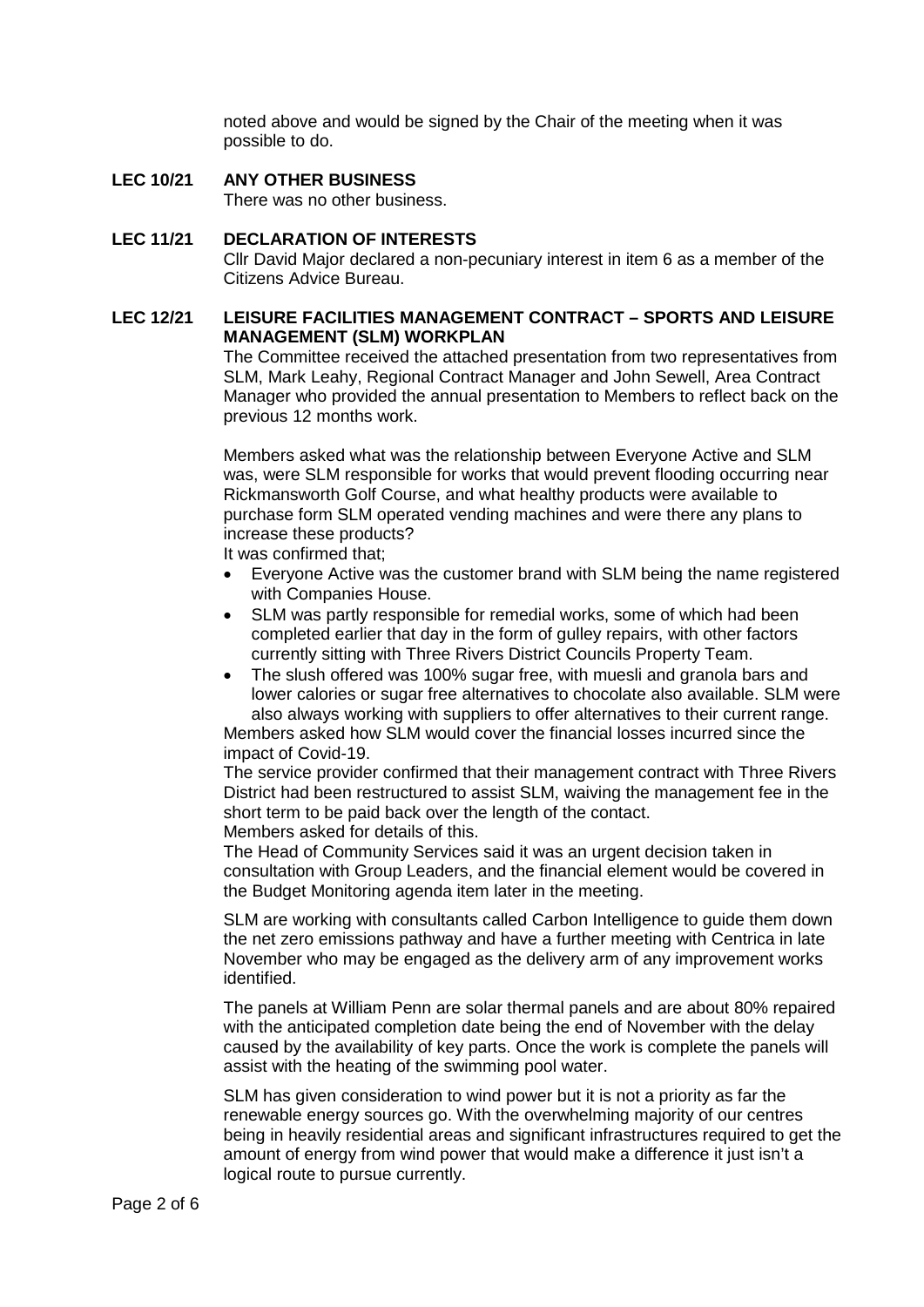noted above and would be signed by the Chair of the meeting when it was possible to do.

**LEC 10/21 ANY OTHER BUSINESS**

There was no other business.

**LEC 11/21 DECLARATION OF INTERESTS**

Cllr David Major declared a non-pecuniary interest in item 6 as a member of the Citizens Advice Bureau.

**LEC 12/21 LEISURE FACILITIES MANAGEMENT CONTRACT – SPORTS AND LEISURE MANAGEMENT (SLM) WORKPLAN**

The Committee received the attached presentation from two representatives from SLM, Mark Leahy, Regional Contract Manager and John Sewell, Area Contract Manager who provided the annual presentation to Members to reflect back on the previous 12 months work.

Members asked what was the relationship between Everyone Active and SLM was, were SLM responsible for works that would prevent flooding occurring near Rickmansworth Golf Course, and what healthy products were available to purchase form SLM operated vending machines and were there any plans to increase these products?

It was confirmed that;

- Everyone Active was the customer brand with SLM being the name registered with Companies House.
- SLM was partly responsible for remedial works, some of which had been completed earlier that day in the form of gulley repairs, with other factors currently sitting with Three Rivers District Councils Property Team.
- The slush offered was 100% sugar free, with muesli and granola bars and lower calories or sugar free alternatives to chocolate also available. SLM were also always working with suppliers to offer alternatives to their current range.

Members asked how SLM would cover the financial losses incurred since the impact of Covid-19.

The service provider confirmed that their management contract with Three Rivers District had been restructured to assist SLM, waiving the management fee in the short term to be paid back over the length of the contact.

Members asked for details of this.

The Head of Community Services said it was an urgent decision taken in consultation with Group Leaders, and the financial element would be covered in the Budget Monitoring agenda item later in the meeting.

SLM are working with consultants called Carbon Intelligence to guide them down the net zero emissions pathway and have a further meeting with Centrica in late November who may be engaged as the delivery arm of any improvement works identified.

The panels at William Penn are solar thermal panels and are about 80% repaired with the anticipated completion date being the end of November with the delay caused by the availability of key parts. Once the work is complete the panels will assist with the heating of the swimming pool water.

SLM has given consideration to wind power but it is not a priority as far the renewable energy sources go. With the overwhelming majority of our centres being in heavily residential areas and significant infrastructures required to get the amount of energy from wind power that would make a difference it just isn't a logical route to pursue currently.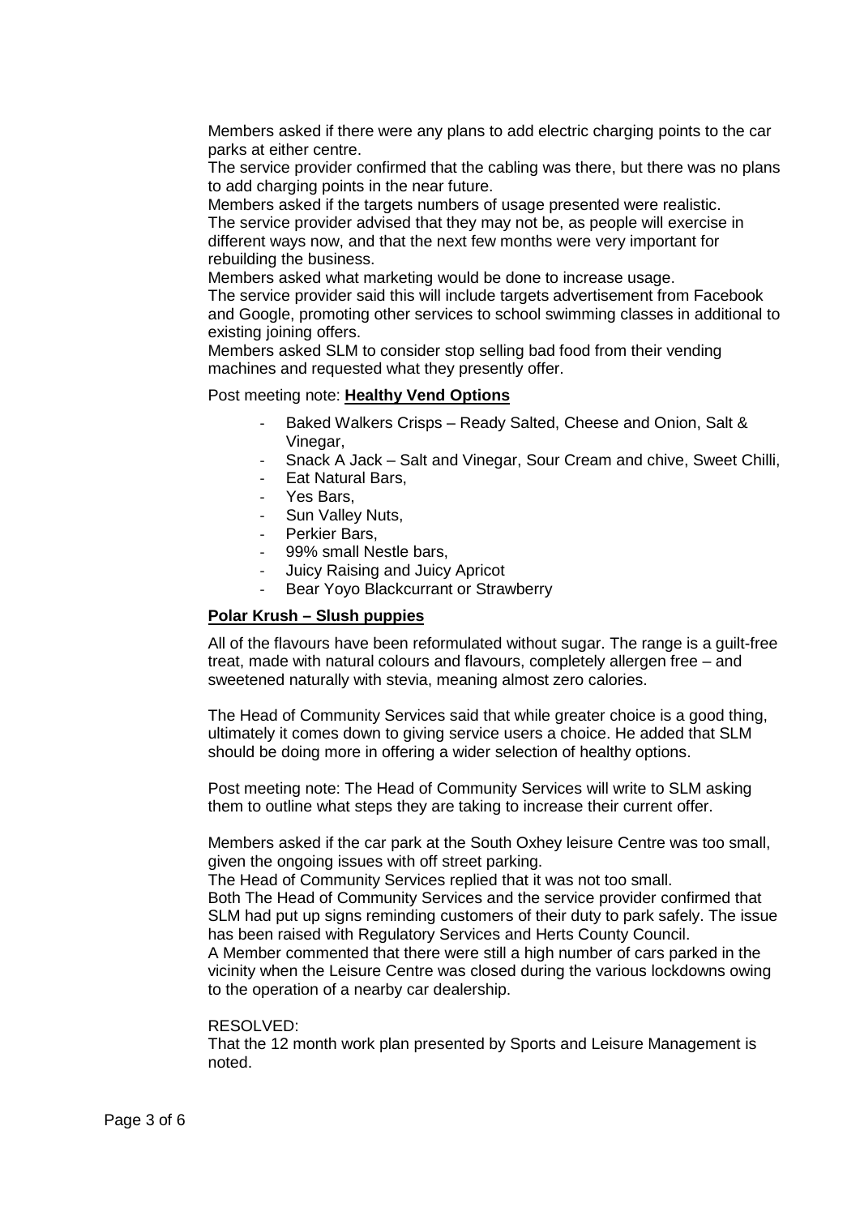Members asked if there were any plans to add electric charging points to the car parks at either centre.
The service provider confirmed that the cabling was there, but there was no plans to add charging points in the near future.
Members asked if the targets numbers of usage presented were realistic.
The service provider advised that they may not be, as people will exercise in different ways now, and that the next few months were very important for rebuilding the business.
Members asked what marketing would be done to increase usage.
The service provider said this will include targets advertisement from Facebook and Google, promoting other services to school swimming classes in additional to existing joining offers.
Members asked SLM to consider stop selling bad food from their vending machines and requested what they presently offer.

Post meeting note: **Healthy Vend Options**

- Baked Walkers Crisps – Ready Salted, Cheese and Onion, Salt & Vinegar,
- Snack A Jack – Salt and Vinegar, Sour Cream and chive, Sweet Chilli,
- Eat Natural Bars,
- Yes Bars,
- Sun Valley Nuts,
- Perkier Bars,
- 99% small Nestle bars,
- Juicy Raising and Juicy Apricot
- Bear Yoyo Blackcurrant or Strawberry

**Polar Krush – Slush puppies**

All of the flavours have been reformulated without sugar. The range is a guilt-free treat, made with natural colours and flavours, completely allergen free – and sweetened naturally with stevia, meaning almost zero calories.

The Head of Community Services said that while greater choice is a good thing, ultimately it comes down to giving service users a choice. He added that SLM should be doing more in offering a wider selection of healthy options.

Post meeting note: The Head of Community Services will write to SLM asking them to outline what steps they are taking to increase their current offer.

Members asked if the car park at the South Oxhey leisure Centre was too small, given the ongoing issues with off street parking.
The Head of Community Services replied that it was not too small.
Both The Head of Community Services and the service provider confirmed that SLM had put up signs reminding customers of their duty to park safely. The issue has been raised with Regulatory Services and Herts County Council.
A Member commented that there were still a high number of cars parked in the vicinity when the Leisure Centre was closed during the various lockdowns owing to the operation of a nearby car dealership.

RESOLVED:
That the 12 month work plan presented by Sports and Leisure Management is noted.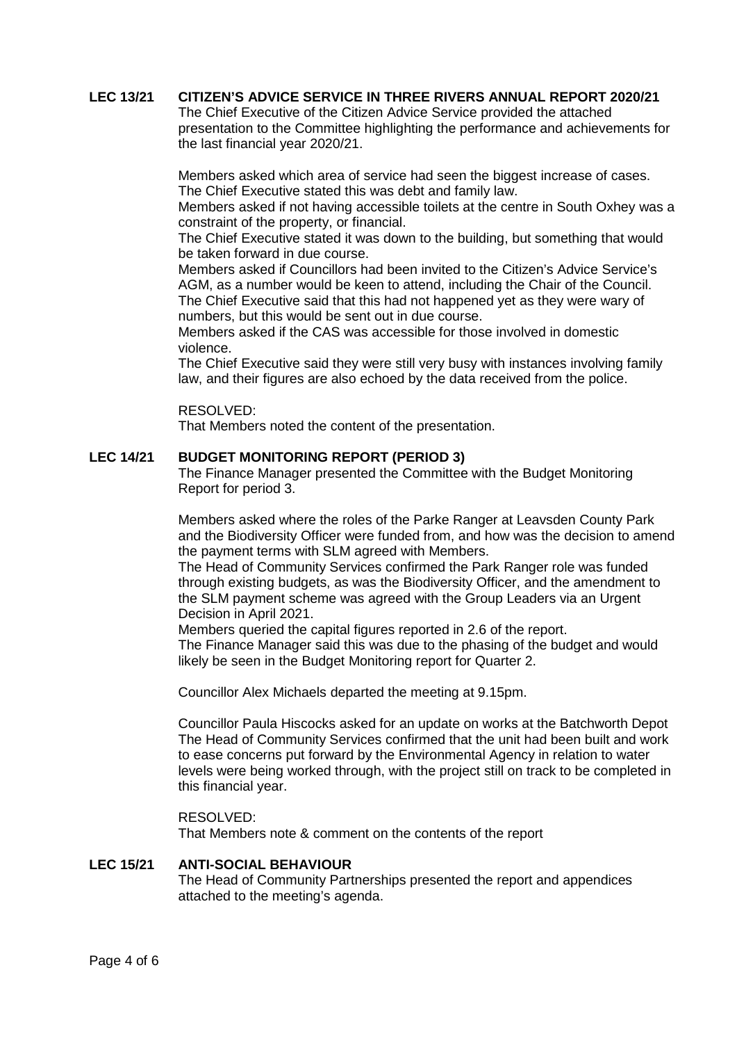## LEC 13/21 CITIZEN'S ADVICE SERVICE IN THREE RIVERS ANNUAL REPORT 2020/21

The Chief Executive of the Citizen Advice Service provided the attached presentation to the Committee highlighting the performance and achievements for the last financial year 2020/21.

Members asked which area of service had seen the biggest increase of cases.
The Chief Executive stated this was debt and family law.
Members asked if not having accessible toilets at the centre in South Oxhey was a constraint of the property, or financial.
The Chief Executive stated it was down to the building, but something that would be taken forward in due course.
Members asked if Councillors had been invited to the Citizen's Advice Service's AGM, as a number would be keen to attend, including the Chair of the Council.
The Chief Executive said that this had not happened yet as they were wary of numbers, but this would be sent out in due course.
Members asked if the CAS was accessible for those involved in domestic violence.
The Chief Executive said they were still very busy with instances involving family law, and their figures are also echoed by the data received from the police.

RESOLVED:
That Members noted the content of the presentation.

## LEC 14/21 BUDGET MONITORING REPORT (PERIOD 3)

The Finance Manager presented the Committee with the Budget Monitoring Report for period 3.

Members asked where the roles of the Parke Ranger at Leavsden County Park and the Biodiversity Officer were funded from, and how was the decision to amend the payment terms with SLM agreed with Members.
The Head of Community Services confirmed the Park Ranger role was funded through existing budgets, as was the Biodiversity Officer, and the amendment to the SLM payment scheme was agreed with the Group Leaders via an Urgent Decision in April 2021.
Members queried the capital figures reported in 2.6 of the report.
The Finance Manager said this was due to the phasing of the budget and would likely be seen in the Budget Monitoring report for Quarter 2.

Councillor Alex Michaels departed the meeting at 9.15pm.

Councillor Paula Hiscocks asked for an update on works at the Batchworth Depot
The Head of Community Services confirmed that the unit had been built and work to ease concerns put forward by the Environmental Agency in relation to water levels were being worked through, with the project still on track to be completed in this financial year.

RESOLVED:
That Members note & comment on the contents of the report

## LEC 15/21 ANTI-SOCIAL BEHAVIOUR

The Head of Community Partnerships presented the report and appendices attached to the meeting's agenda.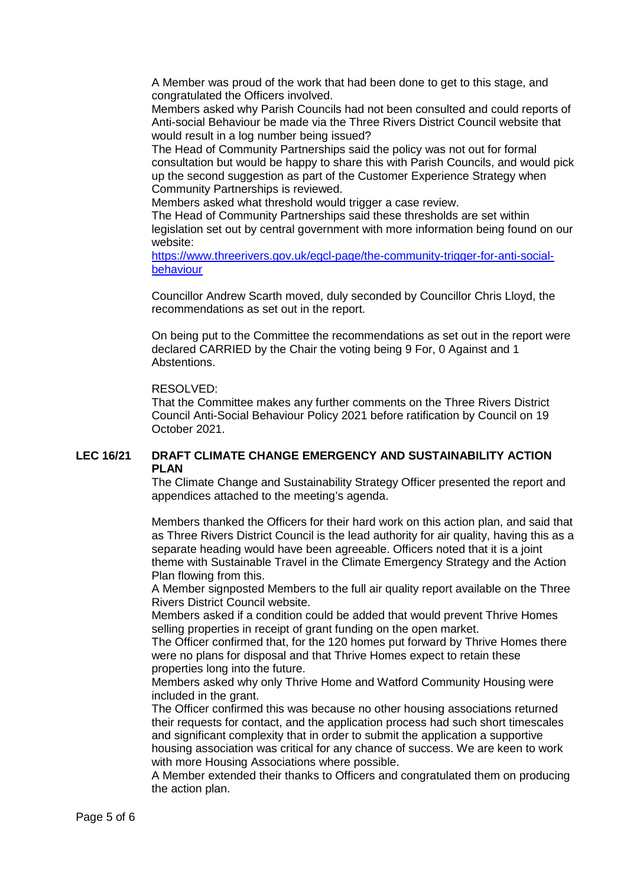A Member was proud of the work that had been done to get to this stage, and congratulated the Officers involved.

Members asked why Parish Councils had not been consulted and could reports of Anti-social Behaviour be made via the Three Rivers District Council website that would result in a log number being issued?

The Head of Community Partnerships said the policy was not out for formal consultation but would be happy to share this with Parish Councils, and would pick up the second suggestion as part of the Customer Experience Strategy when Community Partnerships is reviewed.

Members asked what threshold would trigger a case review.

The Head of Community Partnerships said these thresholds are set within legislation set out by central government with more information being found on our website:
[https://www.threerivers.gov.uk/egcl-page/the-community-trigger-for-anti-social-behaviour](https://www.threerivers.gov.uk/egcl-page/the-community-trigger-for-anti-social-behaviour)

Councillor Andrew Scarth moved, duly seconded by Councillor Chris Lloyd, the recommendations as set out in the report.

On being put to the Committee the recommendations as set out in the report were declared CARRIED by the Chair the voting being 9 For, 0 Against and 1 Abstentions.

RESOLVED:

That the Committee makes any further comments on the Three Rivers District Council Anti-Social Behaviour Policy 2021 before ratification by Council on 19 October 2021.

**LEC 16/21 DRAFT CLIMATE CHANGE EMERGENCY AND SUSTAINABILITY ACTION PLAN**

The Climate Change and Sustainability Strategy Officer presented the report and appendices attached to the meeting's agenda.

Members thanked the Officers for their hard work on this action plan, and said that as Three Rivers District Council is the lead authority for air quality, having this as a separate heading would have been agreeable. Officers noted that it is a joint theme with Sustainable Travel in the Climate Emergency Strategy and the Action Plan flowing from this.

A Member signposted Members to the full air quality report available on the Three Rivers District Council website.

Members asked if a condition could be added that would prevent Thrive Homes selling properties in receipt of grant funding on the open market.

The Officer confirmed that, for the 120 homes put forward by Thrive Homes there were no plans for disposal and that Thrive Homes expect to retain these properties long into the future.

Members asked why only Thrive Home and Watford Community Housing were included in the grant.

The Officer confirmed this was because no other housing associations returned their requests for contact, and the application process had such short timescales and significant complexity that in order to submit the application a supportive housing association was critical for any chance of success. We are keen to work with more Housing Associations where possible.

A Member extended their thanks to Officers and congratulated them on producing the action plan.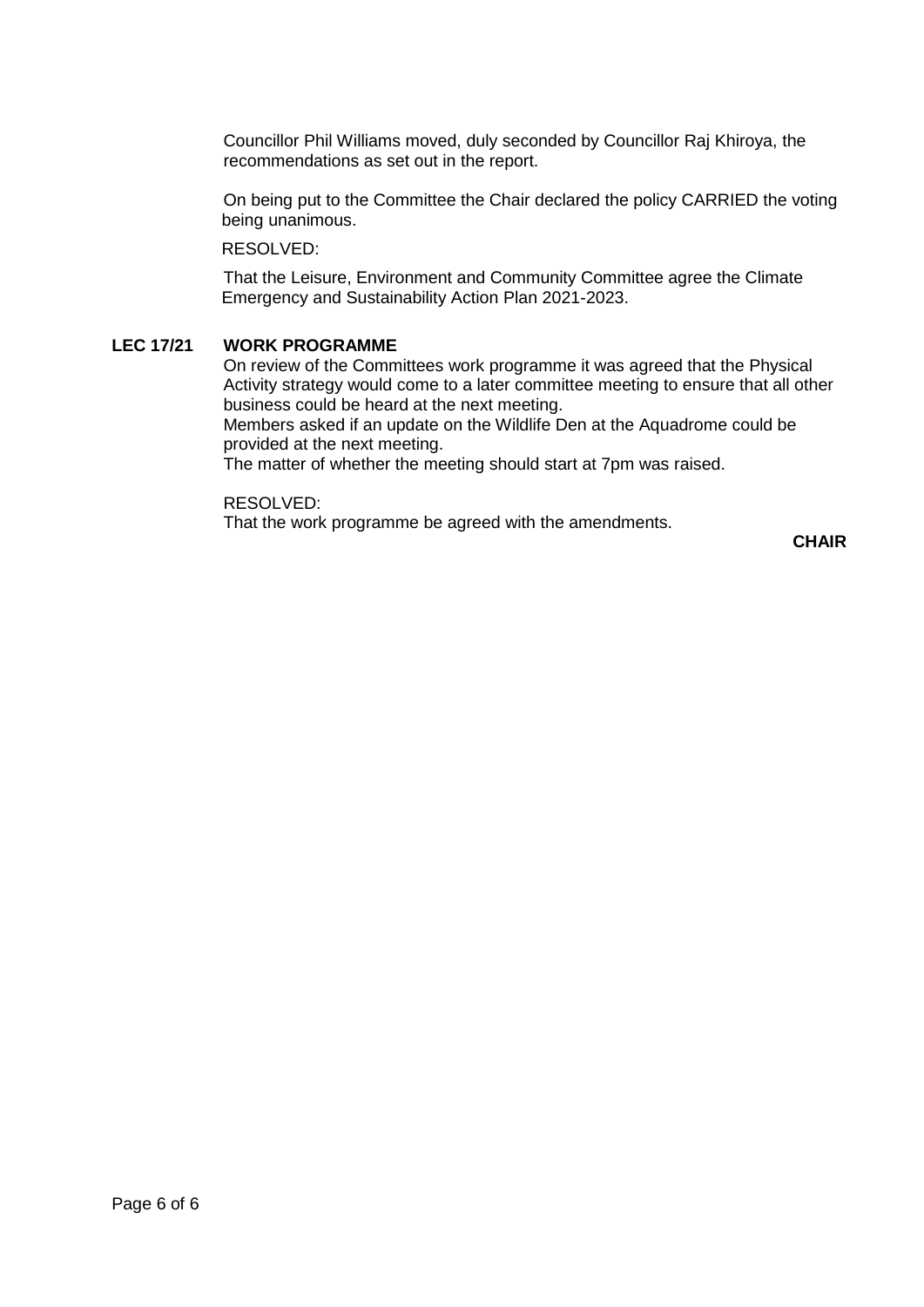Councillor Phil Williams moved, duly seconded by Councillor Raj Khiroya, the recommendations as set out in the report.

On being put to the Committee the Chair declared the policy CARRIED the voting being unanimous.

RESOLVED:

That the Leisure, Environment and Community Committee agree the Climate Emergency and Sustainability Action Plan 2021-2023.

**LEC 17/21 WORK PROGRAMME**

On review of the Committees work programme it was agreed that the Physical Activity strategy would come to a later committee meeting to ensure that all other business could be heard at the next meeting.

Members asked if an update on the Wildlife Den at the Aquadrome could be provided at the next meeting.

The matter of whether the meeting should start at 7pm was raised.

RESOLVED:

That the work programme be agreed with the amendments.

**CHAIR**